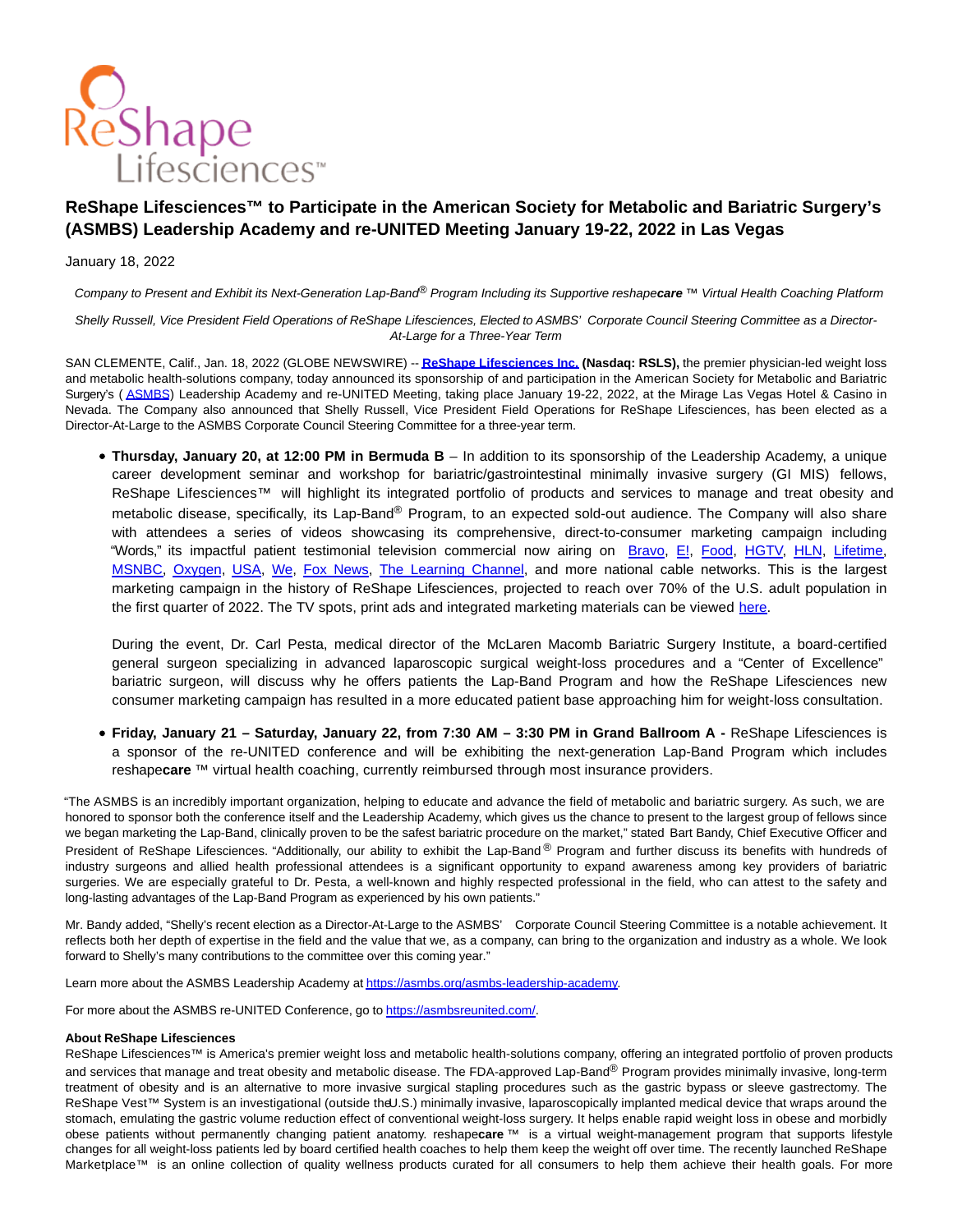# ReShape Lifesciences™ to Participate in the American Society for Metabolic and Bariatric Surgery's (ASMBS) Leadership Academy and re-UNITED Meeting January 19-22, 2022 in Las Vegas

January 18, 2022

*Company to Present and Exhibit its Next-Generation Lap-Band® Program Including its Supportive reshape**care** ™ Virtual Health Coaching Platform*

*Shelly Russell, Vice President Field Operations of ReShape Lifesciences, Elected to ASMBS' Corporate Council Steering Committee as a Director-At-Large for a Three-Year Term*

SAN CLEMENTE, Calif., Jan. 18, 2022 (GLOBE NEWSWIRE) -- **ReShape Lifesciences Inc. (Nasdaq: RSLS),** the premier physician-led weight loss and metabolic health-solutions company, today announced its sponsorship of and participation in the American Society for Metabolic and Bariatric Surgery's ( ASMBS) Leadership Academy and re-UNITED Meeting, taking place January 19-22, 2022, at the Mirage Las Vegas Hotel & Casino in Nevada. The Company also announced that Shelly Russell, Vice President Field Operations for ReShape Lifesciences, has been elected as a Director-At-Large to the ASMBS Corporate Council Steering Committee for a three-year term.

- **Thursday, January 20, at 12:00 PM in Bermuda B** – In addition to its sponsorship of the Leadership Academy, a unique career development seminar and workshop for bariatric/gastrointestinal minimally invasive surgery (GI MIS) fellows, ReShape Lifesciences™ will highlight its integrated portfolio of products and services to manage and treat obesity and metabolic disease, specifically, its Lap-Band® Program, to an expected sold-out audience. The Company will also share with attendees a series of videos showcasing its comprehensive, direct-to-consumer marketing campaign including "Words," its impactful patient testimonial television commercial now airing on Bravo, E!, Food, HGTV, HLN, Lifetime, MSNBC, Oxygen, USA, We, Fox News, The Learning Channel, and more national cable networks. This is the largest marketing campaign in the history of ReShape Lifesciences, projected to reach over 70% of the U.S. adult population in the first quarter of 2022. The TV spots, print ads and integrated marketing materials can be viewed here.

  During the event, Dr. Carl Pesta, medical director of the McLaren Macomb Bariatric Surgery Institute, a board-certified general surgeon specializing in advanced laparoscopic surgical weight-loss procedures and a "Center of Excellence" bariatric surgeon, will discuss why he offers patients the Lap-Band Program and how the ReShape Lifesciences new consumer marketing campaign has resulted in a more educated patient base approaching him for weight-loss consultation.

- **Friday, January 21 – Saturday, January 22, from 7:30 AM – 3:30 PM in Grand Ballroom A -** ReShape Lifesciences is a sponsor of the re-UNITED conference and will be exhibiting the next-generation Lap-Band Program which includes reshape**care** ™ virtual health coaching, currently reimbursed through most insurance providers.

"The ASMBS is an incredibly important organization, helping to educate and advance the field of metabolic and bariatric surgery. As such, we are honored to sponsor both the conference itself and the Leadership Academy, which gives us the chance to present to the largest group of fellows since we began marketing the Lap-Band, clinically proven to be the safest bariatric procedure on the market," stated Bart Bandy, Chief Executive Officer and President of ReShape Lifesciences. "Additionally, our ability to exhibit the Lap-Band® Program and further discuss its benefits with hundreds of industry surgeons and allied health professional attendees is a significant opportunity to expand awareness among key providers of bariatric surgeries. We are especially grateful to Dr. Pesta, a well-known and highly respected professional in the field, who can attest to the safety and long-lasting advantages of the Lap-Band Program as experienced by his own patients."

Mr. Bandy added, "Shelly's recent election as a Director-At-Large to the ASMBS' Corporate Council Steering Committee is a notable achievement. It reflects both her depth of expertise in the field and the value that we, as a company, can bring to the organization and industry as a whole. We look forward to Shelly's many contributions to the committee over this coming year."

Learn more about the ASMBS Leadership Academy at https://asmbs.org/asmbs-leadership-academy.

For more about the ASMBS re-UNITED Conference, go to https://asmbsreunited.com/.

**About ReShape Lifesciences**

ReShape Lifesciences™ is America's premier weight loss and metabolic health-solutions company, offering an integrated portfolio of proven products and services that manage and treat obesity and metabolic disease. The FDA-approved Lap-Band® Program provides minimally invasive, long-term treatment of obesity and is an alternative to more invasive surgical stapling procedures such as the gastric bypass or sleeve gastrectomy. The ReShape Vest™ System is an investigational (outside the U.S.) minimally invasive, laparoscopically implanted medical device that wraps around the stomach, emulating the gastric volume reduction effect of conventional weight-loss surgery. It helps enable rapid weight loss in obese and morbidly obese patients without permanently changing patient anatomy. reshape**care** ™ is a virtual weight-management program that supports lifestyle changes for all weight-loss patients led by board certified health coaches to help them keep the weight off over time. The recently launched ReShape Marketplace™ is an online collection of quality wellness products curated for all consumers to help them achieve their health goals. For more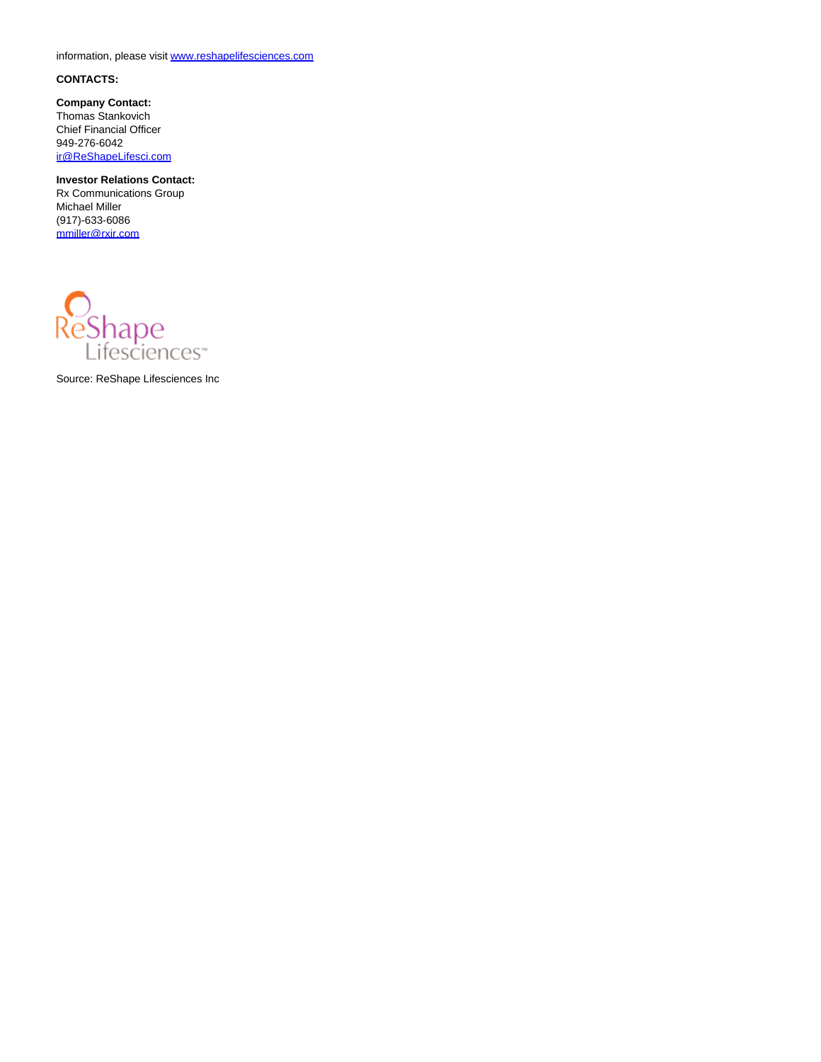information, please visit www.reshapelifesciences.com

**CONTACTS:**

**Company Contact:**
Thomas Stankovich
Chief Financial Officer
949-276-6042
ir@ReShapeLifesci.com

**Investor Relations Contact:**
Rx Communications Group
Michael Miller
(917)-633-6086
mmiller@rxir.com

Source: ReShape Lifesciences Inc